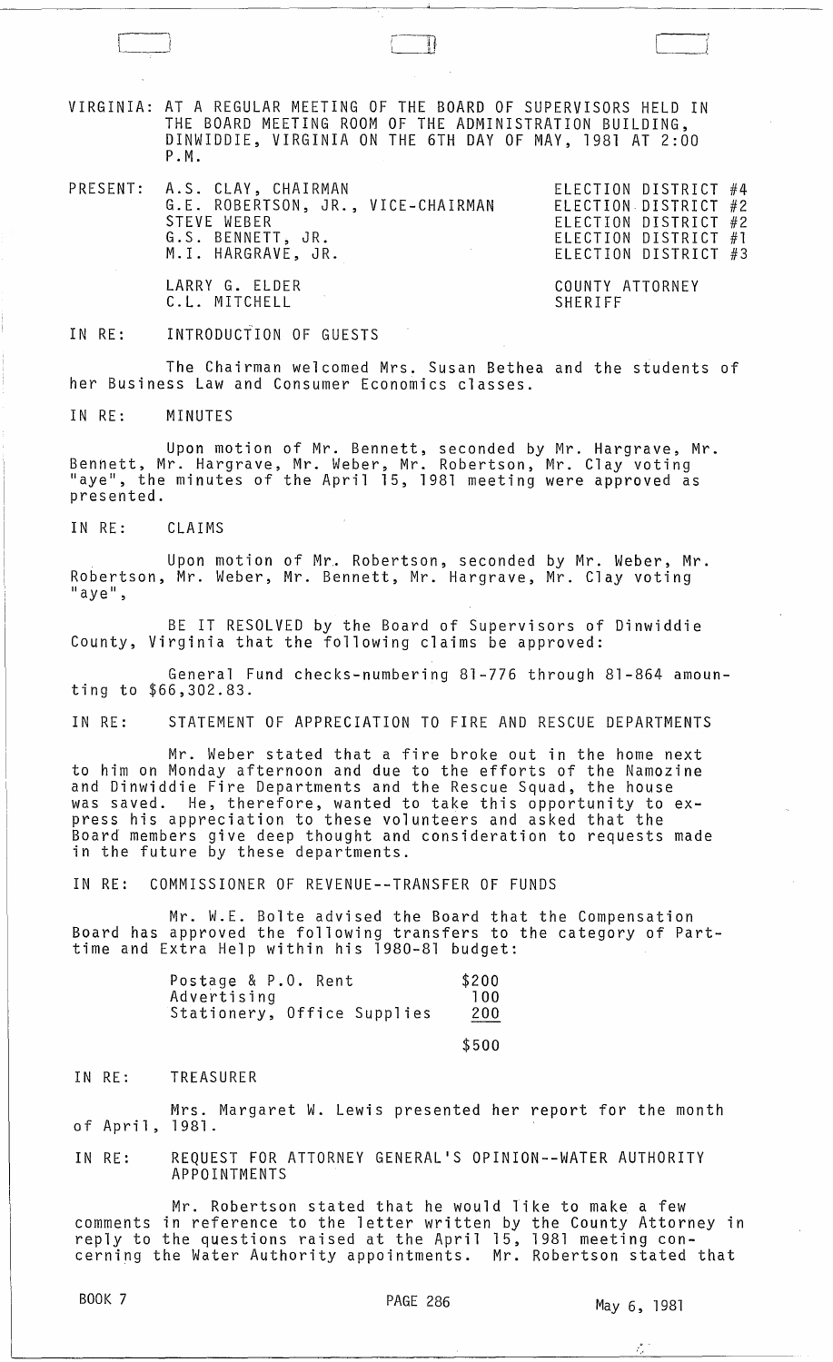VIRGINIA: AT A REGULAR MEETING OF THE BOARD OF SUPERVISORS HELD IN THE BOARD MEETING ROOM OF THE ADMINISTRATION BUILDING, DINWIDDIE, VIRGINIA ON THE 6TH DAY OF MAY, 1981 AT 2:00 P.M.

| PRESENT: | | |
|---|---|---|
| | A.S. CLAY, CHAIRMAN | ELECTION DISTRICT #4 |
| | G.E. ROBERTSON, JR., VICE-CHAIRMAN | ELECTION DISTRICT #2 |
| | STEVE WEBER | ELECTION DISTRICT #2 |
| | G.S. BENNETT, JR. | ELECTION DISTRICT #1 |
| | M.I. HARGRAVE, JR. | ELECTION DISTRICT #3 |
| | LARRY G. ELDER | COUNTY ATTORNEY |
| | C.L. MITCHELL | SHERIFF |

IN RE: INTRODUCTION OF GUESTS

The Chairman welcomed Mrs. Susan Bethea and the students of her Business Law and Consumer Economics classes.

IN RE: MINUTES

Upon motion of Mr. Bennett, seconded by Mr. Hargrave, Mr. Bennett, Mr. Hargrave, Mr. Weber, Mr. Robertson, Mr. Clay voting "aye", the minutes of the April 15, 1981 meeting were approved as presented.

IN RE: CLAIMS

Upon motion of Mr. Robertson, seconded by Mr. Weber, Mr. Robertson, Mr. Weber, Mr. Bennett, Mr. Hargrave, Mr. Clay voting "aye",

BE IT RESOLVED by the Board of Supervisors of Dinwiddie County, Virginia that the following claims be approved:

General Fund checks-numbering 81-776 through 81-864 amounting to $66,302.83.

IN RE: STATEMENT OF APPRECIATION TO FIRE AND RESCUE DEPARTMENTS

Mr. Weber stated that a fire broke out in the home next to him on Monday afternoon and due to the efforts of the Namozine and Dinwiddie Fire Departments and the Rescue Squad, the house was saved. He, therefore, wanted to take this opportunity to express his appreciation to these volunteers and asked that the Board members give deep thought and consideration to requests made in the future by these departments.

IN RE: COMMISSIONER OF REVENUE--TRANSFER OF FUNDS

Mr. W.E. Bolte advised the Board that the Compensation Board has approved the following transfers to the category of Part-time and Extra Help within his 1980-81 budget:

| | |
|---|---|
| Postage & P.O. Rent | $200 |
| Advertising | 100 |
| Stationery, Office Supplies | 200 |
| | $500 |

IN RE: TREASURER

Mrs. Margaret W. Lewis presented her report for the month of April, 1981.

IN RE: REQUEST FOR ATTORNEY GENERAL'S OPINION--WATER AUTHORITY APPOINTMENTS

Mr. Robertson stated that he would like to make a few comments in reference to the letter written by the County Attorney in reply to the questions raised at the April 15, 1981 meeting concerning the Water Authority appointments. Mr. Robertson stated that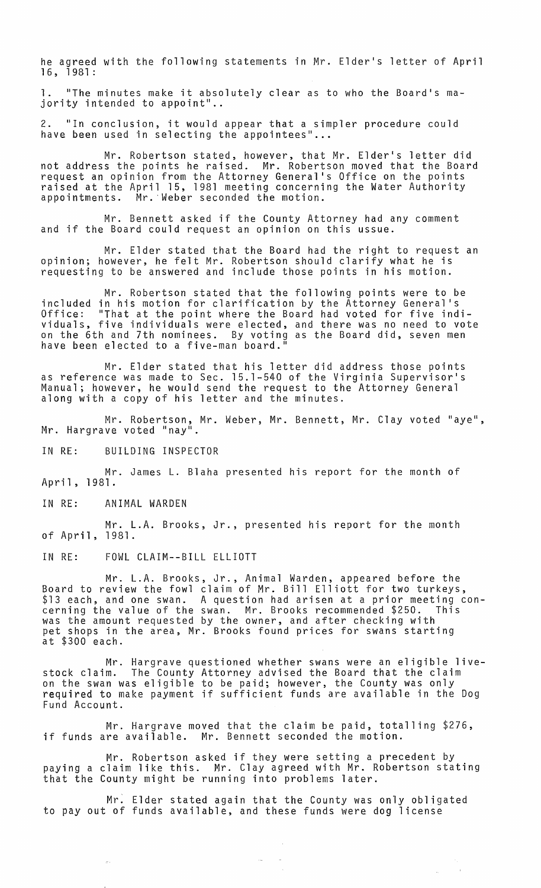he agreed with the following statements in Mr. Elder's letter of April 16, 1981:

1. "The minutes make it absolutely clear as to who the Board's majority intended to appoint"..

2. "In conclusion, it would appear that a simpler procedure could have been used in selecting the appointees"...

Mr. Robertson stated, however, that Mr. Elder's letter did not address the points he raised. Mr. Robertson moved that the Board request an opinion from the Attorney General's Office on the points raised at the April 15, 1981 meeting concerning the Water Authority appointments. Mr. Weber seconded the motion.

Mr. Bennett asked if the County Attorney had any comment and if the Board could request an opinion on this ussue.

Mr. Elder stated that the Board had the right to request an opinion; however, he felt Mr. Robertson should clarify what he is requesting to be answered and include those points in his motion.

Mr. Robertson stated that the following points were to be included in his motion for clarification by the Attorney General's Office: "That at the point where the Board had voted for five individuals, five individuals were elected, and there was no need to vote on the 6th and 7th nominees. By voting as the Board did, seven men have been elected to a five-man board."

Mr. Elder stated that his letter did address those points as reference was made to Sec. 15.1-540 of the Virginia Supervisor's Manual; however, he would send the request to the Attorney General along with a copy of his letter and the minutes.

Mr. Robertson, Mr. Weber, Mr. Bennett, Mr. Clay voted "aye", Mr. Hargrave voted "nay".

IN RE: BUILDING INSPECTOR

Mr. James L. Blaha presented his report for the month of April, 1981.

IN RE: ANIMAL WARDEN

Mr. L.A. Brooks, Jr., presented his report for the month of April, 1981.

IN RE: FOWL CLAIM--BILL ELLIOTT

Mr. L.A. Brooks, Jr., Animal Warden, appeared before the Board to review the fowl claim of Mr. Bill Elliott for two turkeys, $13 each, and one swan. A question had arisen at a prior meeting concerning the value of the swan. Mr. Brooks recommended $250. This was the amount requested by the owner, and after checking with pet shops in the area, Mr. Brooks found prices for swans starting at $300 each.

Mr. Hargrave questioned whether swans were an eligible livestock claim. The County Attorney advised the Board that the claim on the swan was eligible to be paid; however, the County was only required to make payment if sufficient funds are available in the Dog Fund Account.

Mr. Hargrave moved that the claim be paid, totalling $276, if funds are available. Mr. Bennett seconded the motion.

Mr. Robertson asked if they were setting a precedent by paying a claim like this. Mr. Clay agreed with Mr. Robertson stating that the County might be running into problems later.

Mr. Elder stated again that the County was only obligated to pay out of funds available, and these funds were dog license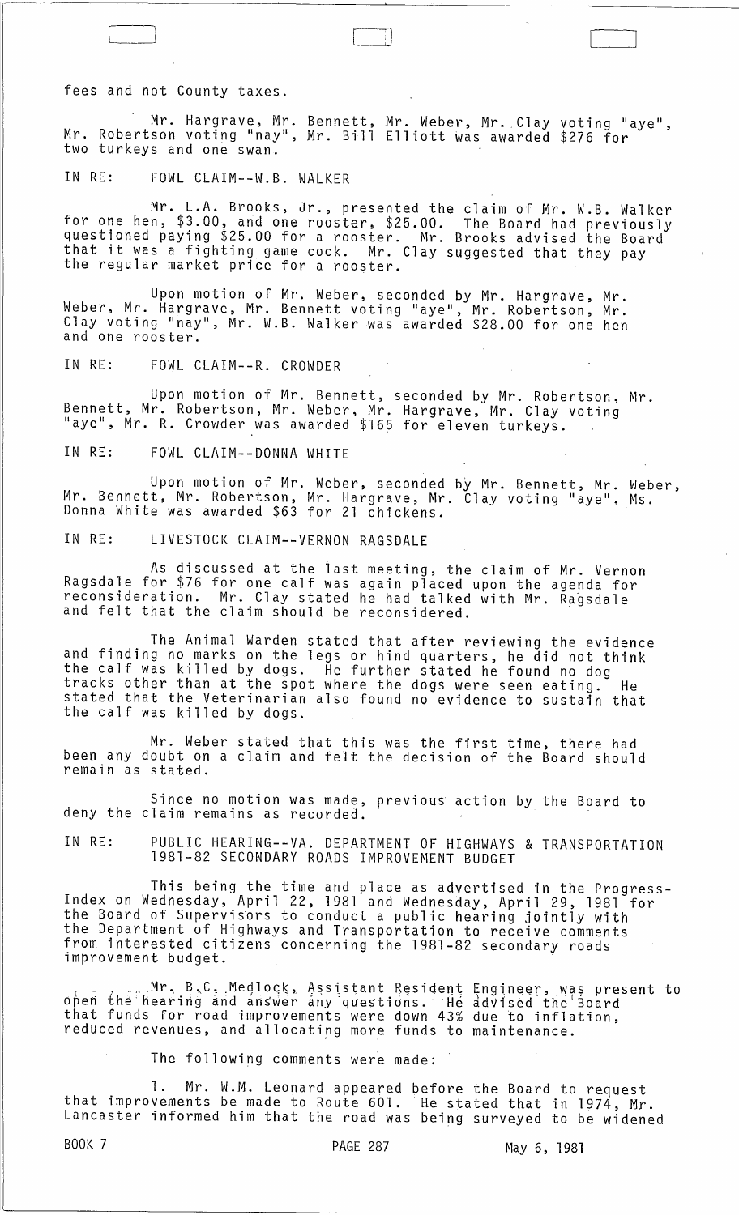fees and not County taxes.

Mr. Hargrave, Mr. Bennett, Mr. Weber, Mr. Clay voting "aye", Mr. Robertson voting "nay", Mr. Bill Elliott was awarded $276 for two turkeys and one swan.

IN RE: FOWL CLAIM--W.B. WALKER

Mr. L.A. Brooks, Jr., presented the claim of Mr. W.B. Walker for one hen, $3.00, and one rooster, $25.00. The Board had previously questioned paying $25.00 for a rooster. Mr. Brooks advised the Board that it was a fighting game cock. Mr. Clay suggested that they pay the regular market price for a rooster.

Upon motion of Mr. Weber, seconded by Mr. Hargrave, Mr. Weber, Mr. Hargrave, Mr. Bennett voting "aye", Mr. Robertson, Mr. Clay voting "nay", Mr. W.B. Walker was awarded $28.00 for one hen and one rooster.

IN RE: FOWL CLAIM--R. CROWDER

Upon motion of Mr. Bennett, seconded by Mr. Robertson, Mr. Bennett, Mr. Robertson, Mr. Weber, Mr. Hargrave, Mr. Clay voting "aye", Mr. R. Crowder was awarded $165 for eleven turkeys.

IN RE: FOWL CLAIM--DONNA WHITE

Upon motion of Mr. Weber, seconded by Mr. Bennett, Mr. Weber, Mr. Bennett, Mr. Robertson, Mr. Hargrave, Mr. Clay voting "aye", Ms. Donna White was awarded $63 for 21 chickens.

IN RE: LIVESTOCK CLAIM--VERNON RAGSDALE

As discussed at the last meeting, the claim of Mr. Vernon Ragsdale for $76 for one calf was again placed upon the agenda for reconsideration. Mr. Clay stated he had talked with Mr. Ragsdale and felt that the claim should be reconsidered.

The Animal Warden stated that after reviewing the evidence and finding no marks on the legs or hind quarters, he did not think the calf was killed by dogs. He further stated he found no dog tracks other than at the spot where the dogs were seen eating. He stated that the Veterinarian also found no evidence to sustain that the calf was killed by dogs.

Mr. Weber stated that this was the first time, there had been any doubt on a claim and felt the decision of the Board should remain as stated.

Since no motion was made, previous action by the Board to deny the claim remains as recorded.

IN RE: PUBLIC HEARING--VA. DEPARTMENT OF HIGHWAYS & TRANSPORTATION 1981-82 SECONDARY ROADS IMPROVEMENT BUDGET

This being the time and place as advertised in the Progress-Index on Wednesday, April 22, 1981 and Wednesday, April 29, 1981 for the Board of Supervisors to conduct a public hearing jointly with the Department of Highways and Transportation to receive comments from interested citizens concerning the 1981-82 secondary roads improvement budget.

Mr. B.C. Medlock, Assistant Resident Engineer, was present to open the hearing and answer any questions. He advised the Board that funds for road improvements were down 43% due to inflation, reduced revenues, and allocating more funds to maintenance.

The following comments were made:

1. Mr. W.M. Leonard appeared before the Board to request that improvements be made to Route 601. He stated that in 1974, Mr. Lancaster informed him that the road was being surveyed to be widened

BOOK 7 PAGE 287 May 6, 1981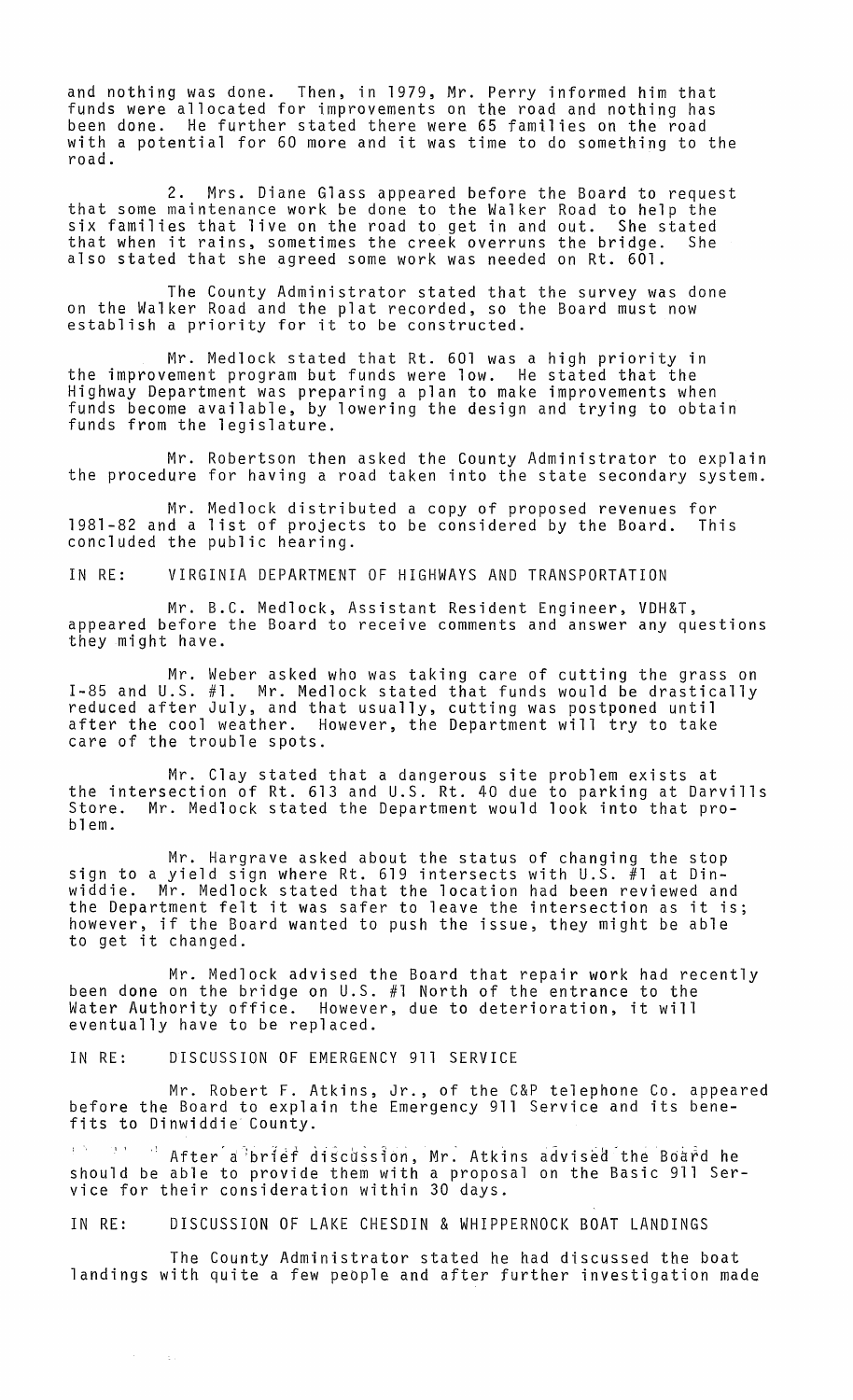and nothing was done. Then, in 1979, Mr. Perry informed him that funds were allocated for improvements on the road and nothing has been done. He further stated there were 65 families on the road with a potential for 60 more and it was time to do something to the road.

2. Mrs. Diane Glass appeared before the Board to request that some maintenance work be done to the Walker Road to help the six families that live on the road to get in and out. She stated that when it rains, sometimes the creek overruns the bridge. She also stated that she agreed some work was needed on Rt. 601.

The County Administrator stated that the survey was done on the Walker Road and the plat recorded, so the Board must now establish a priority for it to be constructed.

Mr. Medlock stated that Rt. 601 was a high priority in the improvement program but funds were low. He stated that the Highway Department was preparing a plan to make improvements when funds become available, by lowering the design and trying to obtain funds from the legislature.

Mr. Robertson then asked the County Administrator to explain the procedure for having a road taken into the state secondary system.

Mr. Medlock distributed a copy of proposed revenues for 1981-82 and a list of projects to be considered by the Board. This concluded the public hearing.

IN RE: VIRGINIA DEPARTMENT OF HIGHWAYS AND TRANSPORTATION

Mr. B.C. Medlock, Assistant Resident Engineer, VDH&T, appeared before the Board to receive comments and answer any questions they might have.

Mr. Weber asked who was taking care of cutting the grass on I-85 and U.S. #1. Mr. Medlock stated that funds would be drastically reduced after July, and that usually, cutting was postponed until after the cool weather. However, the Department will try to take care of the trouble spots.

Mr. Clay stated that a dangerous site problem exists at the intersection of Rt. 613 and U.S. Rt. 40 due to parking at Darvills Store. Mr. Medlock stated the Department would look into that problem.

Mr. Hargrave asked about the status of changing the stop sign to a yield sign where Rt. 619 intersects with U.S. #1 at Dinwiddie. Mr. Medlock stated that the location had been reviewed and the Department felt it was safer to leave the intersection as it is; however, if the Board wanted to push the issue, they might be able to get it changed.

Mr. Medlock advised the Board that repair work had recently been done on the bridge on U.S. #1 North of the entrance to the Water Authority office. However, due to deterioration, it will eventually have to be replaced.

IN RE: DISCUSSION OF EMERGENCY 911 SERVICE

Mr. Robert F. Atkins, Jr., of the C&P telephone Co. appeared before the Board to explain the Emergency 911 Service and its benefits to Dinwiddie County.

After a brief discussion, Mr. Atkins advised the Board he should be able to provide them with a proposal on the Basic 911 Service for their consideration within 30 days.

IN RE: DISCUSSION OF LAKE CHESDIN & WHIPPERNOCK BOAT LANDINGS

The County Administrator stated he had discussed the boat landings with quite a few people and after further investigation made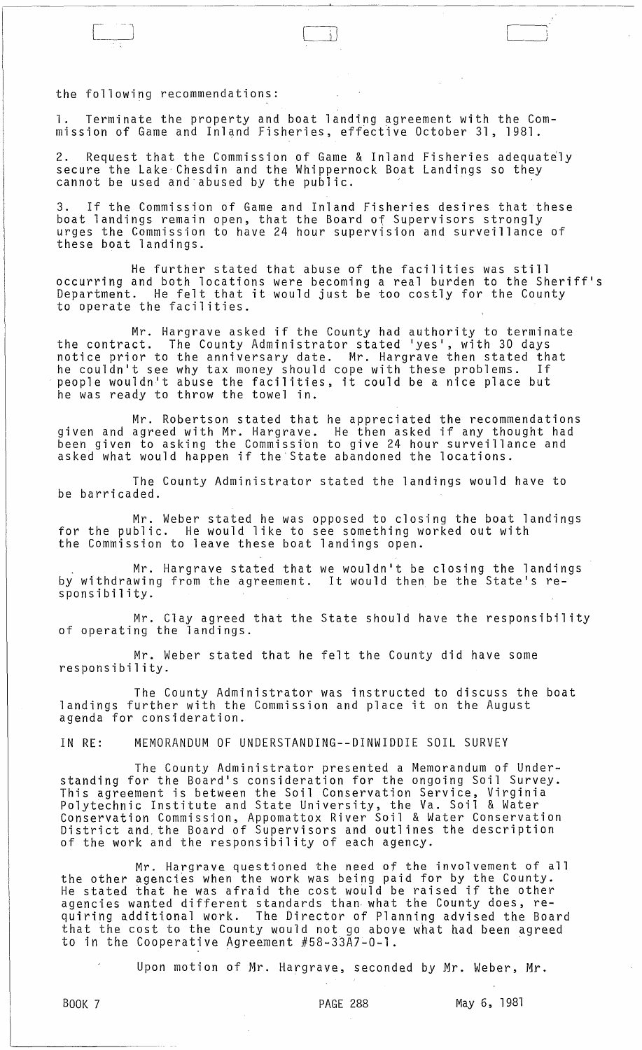the following recommendations:

1. Terminate the property and boat landing agreement with the Commission of Game and Inland Fisheries, effective October 31, 1981.

2. Request that the Commission of Game & Inland Fisheries adequately secure the Lake Chesdin and the Whippernock Boat Landings so they cannot be used and abused by the public.

3. If the Commission of Game and Inland Fisheries desires that these boat landings remain open, that the Board of Supervisors strongly urges the Commission to have 24 hour supervision and surveillance of these boat landings.

He further stated that abuse of the facilities was still occurring and both locations were becoming a real burden to the Sheriff's Department. He felt that it would just be too costly for the County to operate the facilities.

Mr. Hargrave asked if the County had authority to terminate the contract. The County Administrator stated 'yes', with 30 days notice prior to the anniversary date. Mr. Hargrave then stated that he couldn't see why tax money should cope with these problems. If people wouldn't abuse the facilities, it could be a nice place but he was ready to throw the towel in.

Mr. Robertson stated that he appreciated the recommendations given and agreed with Mr. Hargrave. He then asked if any thought had been given to asking the Commission to give 24 hour surveillance and asked what would happen if the State abandoned the locations.

The County Administrator stated the landings would have to be barricaded.

Mr. Weber stated he was opposed to closing the boat landings for the public. He would like to see something worked out with the Commission to leave these boat landings open.

Mr. Hargrave stated that we wouldn't be closing the landings by withdrawing from the agreement. It would then be the State's responsibility.

Mr. Clay agreed that the State should have the responsibility of operating the landings.

Mr. Weber stated that he felt the County did have some responsibility.

The County Administrator was instructed to discuss the boat landings further with the Commission and place it on the August agenda for consideration.

IN RE: MEMORANDUM OF UNDERSTANDING--DINWIDDIE SOIL SURVEY

The County Administrator presented a Memorandum of Understanding for the Board's consideration for the ongoing Soil Survey. This agreement is between the Soil Conservation Service, Virginia Polytechnic Institute and State University, the Va. Soil & Water Conservation Commission, Appomattox River Soil & Water Conservation District and the Board of Supervisors and outlines the description of the work and the responsibility of each agency.

Mr. Hargrave questioned the need of the involvement of all the other agencies when the work was being paid for by the County. He stated that he was afraid the cost would be raised if the other agencies wanted different standards than what the County does, requiring additional work. The Director of Planning advised the Board that the cost to the County would not go above what had been agreed to in the Cooperative Agreement #58-33A7-0-1.

Upon motion of Mr. Hargrave, seconded by Mr. Weber, Mr.

BOOK 7 PAGE 288 May 6, 1981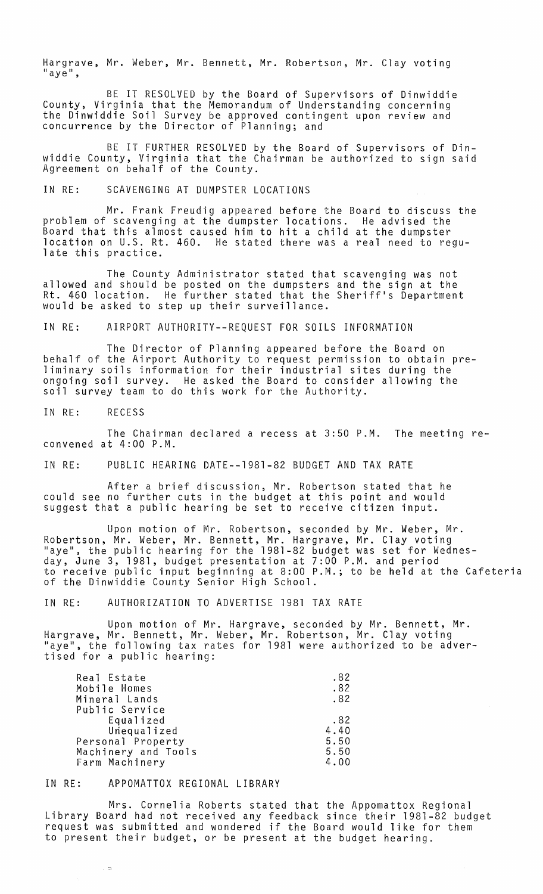Hargrave, Mr. Weber, Mr. Bennett, Mr. Robertson, Mr. Clay voting "aye",

BE IT RESOLVED by the Board of Supervisors of Dinwiddie County, Virginia that the Memorandum of Understanding concerning the Dinwiddie Soil Survey be approved contingent upon review and concurrence by the Director of Planning; and

BE IT FURTHER RESOLVED by the Board of Supervisors of Dinwiddie County, Virginia that the Chairman be authorized to sign said Agreement on behalf of the County.

IN RE: SCAVENGING AT DUMPSTER LOCATIONS

Mr. Frank Freudig appeared before the Board to discuss the problem of scavenging at the dumpster locations. He advised the Board that this almost caused him to hit a child at the dumpster location on U.S. Rt. 460. He stated there was a real need to regulate this practice.

The County Administrator stated that scavenging was not allowed and should be posted on the dumpsters and the sign at the Rt. 460 location. He further stated that the Sheriff's Department would be asked to step up their surveillance.

IN RE: AIRPORT AUTHORITY--REQUEST FOR SOILS INFORMATION

The Director of Planning appeared before the Board on behalf of the Airport Authority to request permission to obtain preliminary soils information for their industrial sites during the ongoing soil survey. He asked the Board to consider allowing the soil survey team to do this work for the Authority.

IN RE: RECESS

The Chairman declared a recess at 3:50 P.M. The meeting reconvened at 4:00 P.M.

IN RE: PUBLIC HEARING DATE--1981-82 BUDGET AND TAX RATE

After a brief discussion, Mr. Robertson stated that he could see no further cuts in the budget at this point and would suggest that a public hearing be set to receive citizen input.

Upon motion of Mr. Robertson, seconded by Mr. Weber, Mr. Robertson, Mr. Weber, Mr. Bennett, Mr. Hargrave, Mr. Clay voting "aye", the public hearing for the 1981-82 budget was set for Wednesday, June 3, 1981, budget presentation at 7:00 P.M. and period to receive public input beginning at 8:00 P.M.; to be held at the Cafeteria of the Dinwiddie County Senior High School.

IN RE: AUTHORIZATION TO ADVERTISE 1981 TAX RATE

Upon motion of Mr. Hargrave, seconded by Mr. Bennett, Mr. Hargrave, Mr. Bennett, Mr. Weber, Mr. Robertson, Mr. Clay voting "aye", the following tax rates for 1981 were authorized to be advertised for a public hearing:

| | |
|---|---|
| Real Estate | .82 |
| Mobile Homes | .82 |
| Mineral Lands | .82 |
| Public Service | |
| Equalized | .82 |
| Unequalized | 4.40 |
| Personal Property | 5.50 |
| Machinery and Tools | 5.50 |
| Farm Machinery | 4.00 |

IN RE: APPOMATTOX REGIONAL LIBRARY

Mrs. Cornelia Roberts stated that the Appomattox Regional Library Board had not received any feedback since their 1981-82 budget request was submitted and wondered if the Board would like for them to present their budget, or be present at the budget hearing.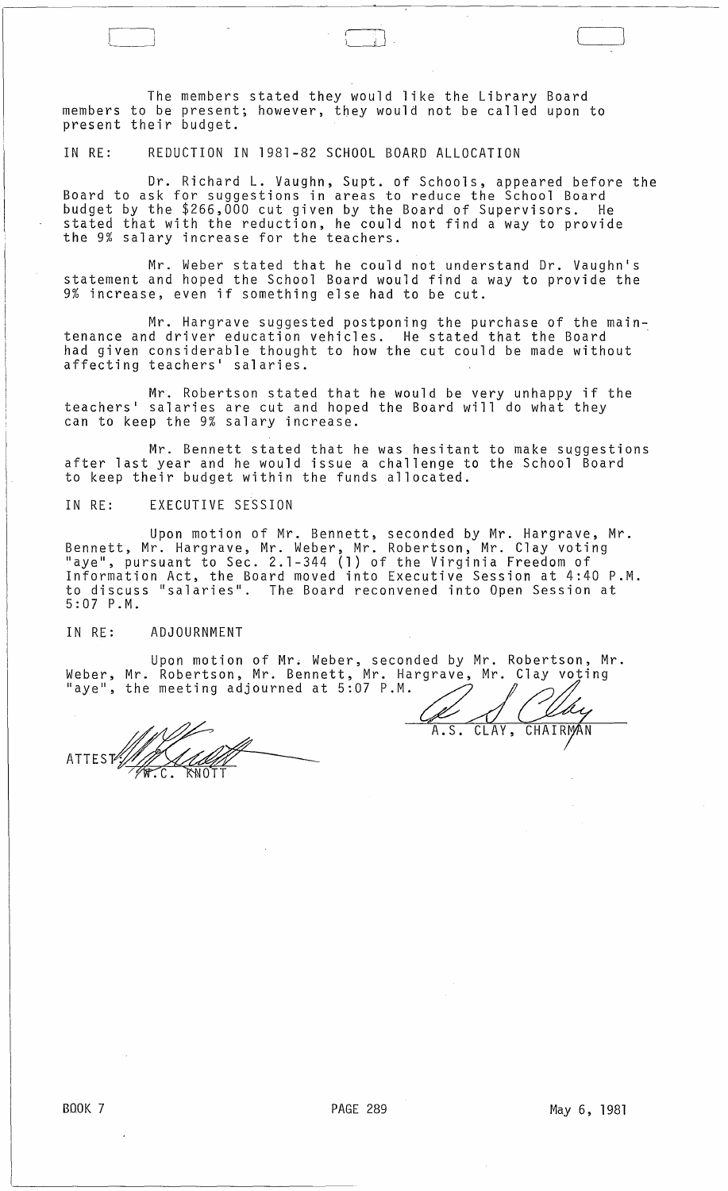The members stated they would like the Library Board members to be present; however, they would not be called upon to present their budget.

IN RE: REDUCTION IN 1981-82 SCHOOL BOARD ALLOCATION

Dr. Richard L. Vaughn, Supt. of Schools, appeared before the Board to ask for suggestions in areas to reduce the School Board budget by the $266,000 cut given by the Board of Supervisors. He stated that with the reduction, he could not find a way to provide the 9% salary increase for the teachers.

Mr. Weber stated that he could not understand Dr. Vaughn's statement and hoped the School Board would find a way to provide the 9% increase, even if something else had to be cut.

Mr. Hargrave suggested postponing the purchase of the maintenance and driver education vehicles. He stated that the Board had given considerable thought to how the cut could be made without affecting teachers' salaries.

Mr. Robertson stated that he would be very unhappy if the teachers' salaries are cut and hoped the Board will do what they can to keep the 9% salary increase.

Mr. Bennett stated that he was hesitant to make suggestions after last year and he would issue a challenge to the School Board to keep their budget within the funds allocated.

IN RE: EXECUTIVE SESSION

Upon motion of Mr. Bennett, seconded by Mr. Hargrave, Mr. Bennett, Mr. Hargrave, Mr. Weber, Mr. Robertson, Mr. Clay voting "aye", pursuant to Sec. 2.1-344 (1) of the Virginia Freedom of Information Act, the Board moved into Executive Session at 4:40 P.M. to discuss "salaries". The Board reconvened into Open Session at 5:07 P.M.

IN RE: ADJOURNMENT

Upon motion of Mr. Weber, seconded by Mr. Robertson, Mr. Weber, Mr. Robertson, Mr. Bennett, Mr. Hargrave, Mr. Clay voting "aye", the meeting adjourned at 5:07 P.M.

A.S. CLAY, CHAIRMAN

ATTEST: W.C. KNOTT

BOOK 7 PAGE 289 May 6, 1981